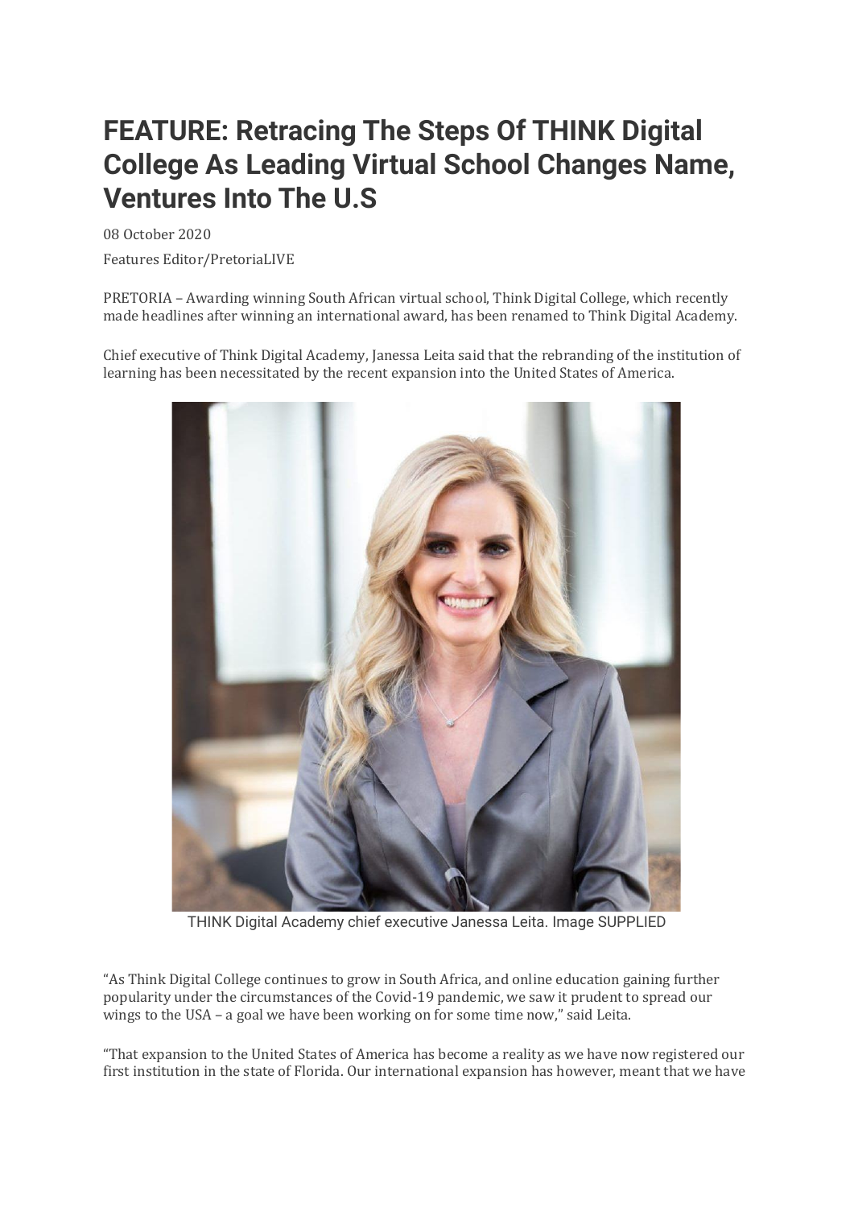# FEATURE: Retracing The Steps Of THINK Digital College As Leading Virtual School Changes Name, Ventures Into The U.S

08 October 2020

Features Editor/PretoriaLIVE

PRETORIA – Awarding winning South African virtual school, Think Digital College, which recently made headlines after winning an international award, has been renamed to Think Digital Academy.

Chief executive of Think Digital Academy, Janessa Leita said that the rebranding of the institution of learning has been necessitated by the recent expansion into the United States of America.

THINK Digital Academy chief executive Janessa Leita. Image SUPPLIED

"As Think Digital College continues to grow in South Africa, and online education gaining further popularity under the circumstances of the Covid-19 pandemic, we saw it prudent to spread our wings to the USA – a goal we have been working on for some time now," said Leita.

"That expansion to the United States of America has become a reality as we have now registered our first institution in the state of Florida. Our international expansion has however, meant that we have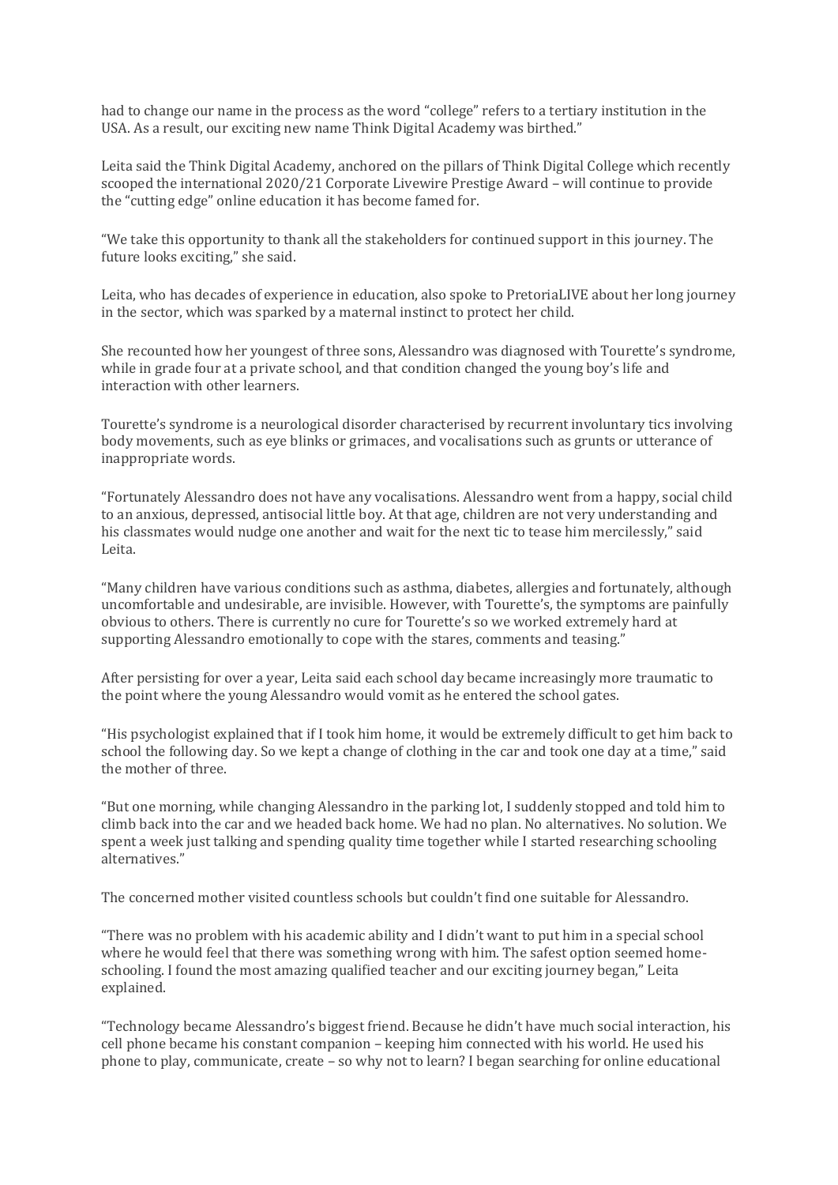had to change our name in the process as the word "college" refers to a tertiary institution in the USA. As a result, our exciting new name Think Digital Academy was birthed."

Leita said the Think Digital Academy, anchored on the pillars of Think Digital College which recently scooped the international 2020/21 Corporate Livewire Prestige Award – will continue to provide the "cutting edge" online education it has become famed for.

"We take this opportunity to thank all the stakeholders for continued support in this journey. The future looks exciting," she said.

Leita, who has decades of experience in education, also spoke to PretoriaLIVE about her long journey in the sector, which was sparked by a maternal instinct to protect her child.

She recounted how her youngest of three sons, Alessandro was diagnosed with Tourette's syndrome, while in grade four at a private school, and that condition changed the young boy's life and interaction with other learners.

Tourette's syndrome is a neurological disorder characterised by recurrent involuntary tics involving body movements, such as eye blinks or grimaces, and vocalisations such as grunts or utterance of inappropriate words.

"Fortunately Alessandro does not have any vocalisations. Alessandro went from a happy, social child to an anxious, depressed, antisocial little boy. At that age, children are not very understanding and his classmates would nudge one another and wait for the next tic to tease him mercilessly," said Leita.

"Many children have various conditions such as asthma, diabetes, allergies and fortunately, although uncomfortable and undesirable, are invisible. However, with Tourette's, the symptoms are painfully obvious to others. There is currently no cure for Tourette's so we worked extremely hard at supporting Alessandro emotionally to cope with the stares, comments and teasing."

After persisting for over a year, Leita said each school day became increasingly more traumatic to the point where the young Alessandro would vomit as he entered the school gates.

"His psychologist explained that if I took him home, it would be extremely difficult to get him back to school the following day. So we kept a change of clothing in the car and took one day at a time," said the mother of three.

"But one morning, while changing Alessandro in the parking lot, I suddenly stopped and told him to climb back into the car and we headed back home. We had no plan. No alternatives. No solution. We spent a week just talking and spending quality time together while I started researching schooling alternatives."

The concerned mother visited countless schools but couldn't find one suitable for Alessandro.

"There was no problem with his academic ability and I didn't want to put him in a special school where he would feel that there was something wrong with him. The safest option seemed home-schooling. I found the most amazing qualified teacher and our exciting journey began," Leita explained.

"Technology became Alessandro's biggest friend. Because he didn't have much social interaction, his cell phone became his constant companion – keeping him connected with his world. He used his phone to play, communicate, create – so why not to learn? I began searching for online educational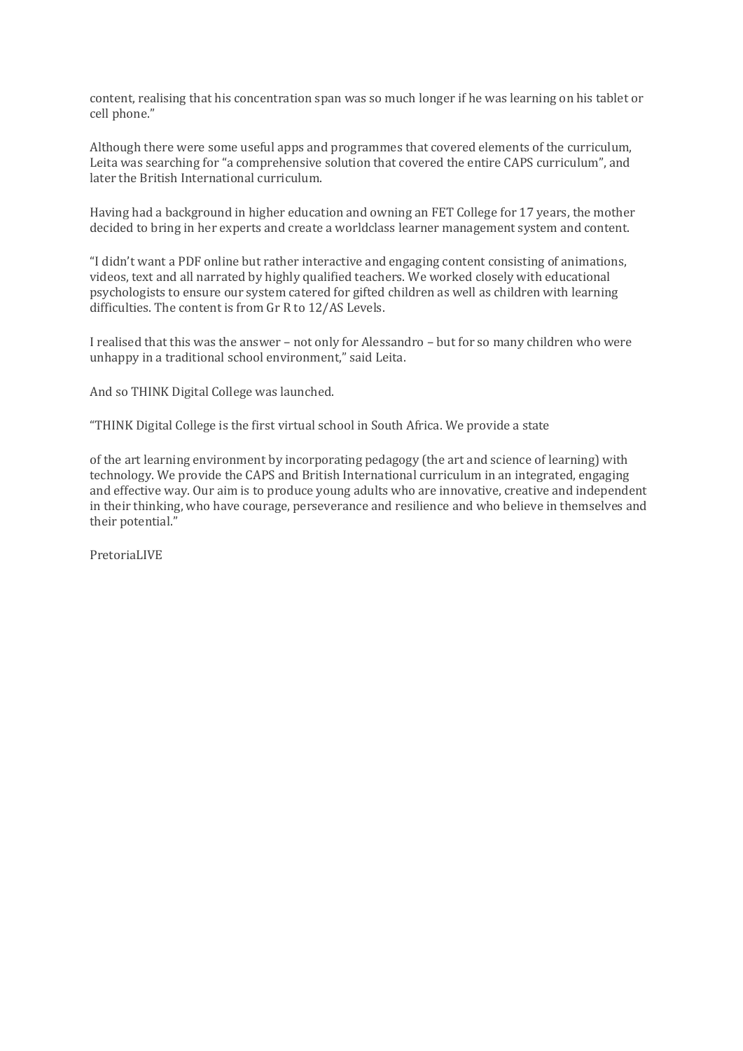content, realising that his concentration span was so much longer if he was learning on his tablet or cell phone."

Although there were some useful apps and programmes that covered elements of the curriculum, Leita was searching for "a comprehensive solution that covered the entire CAPS curriculum", and later the British International curriculum.

Having had a background in higher education and owning an FET College for 17 years, the mother decided to bring in her experts and create a worldclass learner management system and content.

"I didn't want a PDF online but rather interactive and engaging content consisting of animations, videos, text and all narrated by highly qualified teachers. We worked closely with educational psychologists to ensure our system catered for gifted children as well as children with learning difficulties. The content is from Gr R to 12/AS Levels.

I realised that this was the answer – not only for Alessandro – but for so many children who were unhappy in a traditional school environment," said Leita.

And so THINK Digital College was launched.

"THINK Digital College is the first virtual school in South Africa. We provide a state of the art learning environment by incorporating pedagogy (the art and science of learning) with technology. We provide the CAPS and British International curriculum in an integrated, engaging and effective way. Our aim is to produce young adults who are innovative, creative and independent in their thinking, who have courage, perseverance and resilience and who believe in themselves and their potential."

PretoriaLIVE